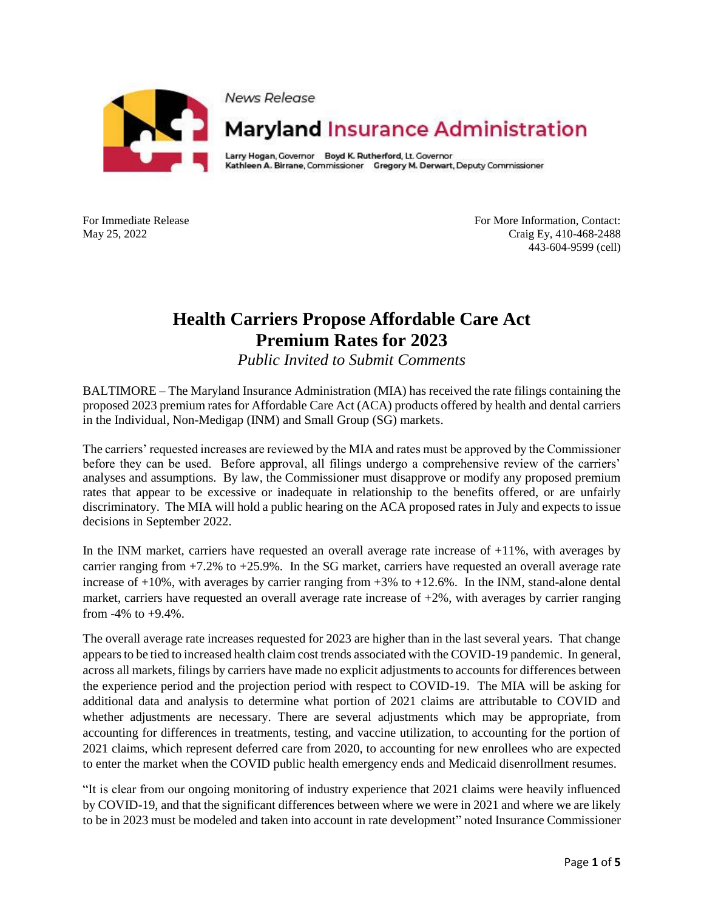News Release

**Maryland Insurance Administration**

Larry Hogan, Governor    Boyd K. Rutherford, Lt. Governor
Kathleen A. Birrane, Commissioner    Gregory M. Derwart, Deputy Commissioner

For Immediate Release
May 25, 2022

For More Information, Contact:
Craig Ey, 410-468-2488
443-604-9599 (cell)

# Health Carriers Propose Affordable Care Act Premium Rates for 2023

*Public Invited to Submit Comments*

BALTIMORE – The Maryland Insurance Administration (MIA) has received the rate filings containing the proposed 2023 premium rates for Affordable Care Act (ACA) products offered by health and dental carriers in the Individual, Non-Medigap (INM) and Small Group (SG) markets.

The carriers' requested increases are reviewed by the MIA and rates must be approved by the Commissioner before they can be used. Before approval, all filings undergo a comprehensive review of the carriers' analyses and assumptions. By law, the Commissioner must disapprove or modify any proposed premium rates that appear to be excessive or inadequate in relationship to the benefits offered, or are unfairly discriminatory. The MIA will hold a public hearing on the ACA proposed rates in July and expects to issue decisions in September 2022.

In the INM market, carriers have requested an overall average rate increase of +11%, with averages by carrier ranging from +7.2% to +25.9%. In the SG market, carriers have requested an overall average rate increase of +10%, with averages by carrier ranging from +3% to +12.6%. In the INM, stand-alone dental market, carriers have requested an overall average rate increase of +2%, with averages by carrier ranging from -4% to +9.4%.

The overall average rate increases requested for 2023 are higher than in the last several years. That change appears to be tied to increased health claim cost trends associated with the COVID-19 pandemic. In general, across all markets, filings by carriers have made no explicit adjustments to accounts for differences between the experience period and the projection period with respect to COVID-19. The MIA will be asking for additional data and analysis to determine what portion of 2021 claims are attributable to COVID and whether adjustments are necessary. There are several adjustments which may be appropriate, from accounting for differences in treatments, testing, and vaccine utilization, to accounting for the portion of 2021 claims, which represent deferred care from 2020, to accounting for new enrollees who are expected to enter the market when the COVID public health emergency ends and Medicaid disenrollment resumes.

"It is clear from our ongoing monitoring of industry experience that 2021 claims were heavily influenced by COVID-19, and that the significant differences between where we were in 2021 and where we are likely to be in 2023 must be modeled and taken into account in rate development" noted Insurance Commissioner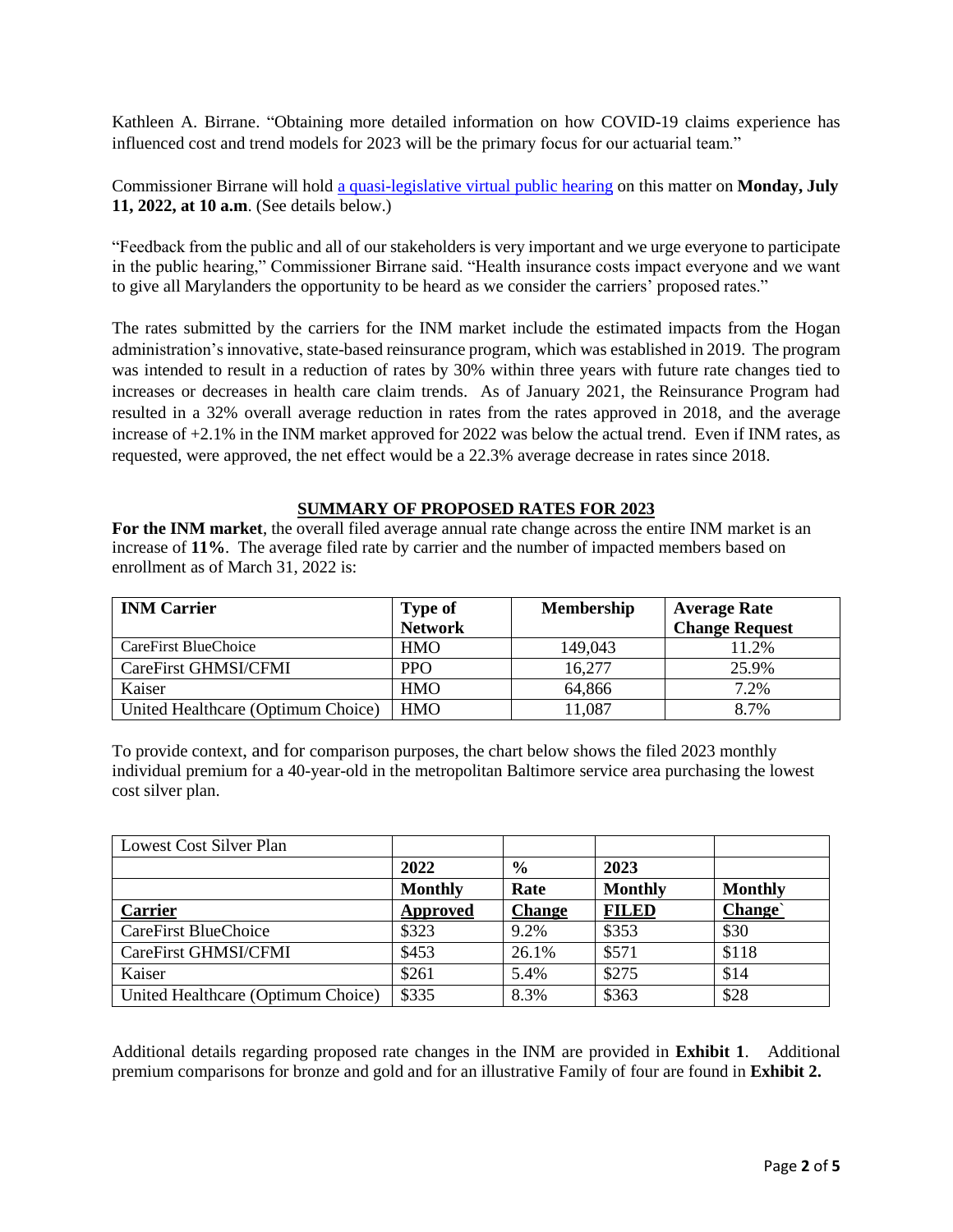Kathleen A. Birrane. "Obtaining more detailed information on how COVID-19 claims experience has influenced cost and trend models for 2023 will be the primary focus for our actuarial team."

Commissioner Birrane will hold a quasi-legislative virtual public hearing on this matter on **Monday, July 11, 2022, at 10 a.m**. (See details below.)

"Feedback from the public and all of our stakeholders is very important and we urge everyone to participate in the public hearing," Commissioner Birrane said. "Health insurance costs impact everyone and we want to give all Marylanders the opportunity to be heard as we consider the carriers' proposed rates."

The rates submitted by the carriers for the INM market include the estimated impacts from the Hogan administration's innovative, state-based reinsurance program, which was established in 2019. The program was intended to result in a reduction of rates by 30% within three years with future rate changes tied to increases or decreases in health care claim trends. As of January 2021, the Reinsurance Program had resulted in a 32% overall average reduction in rates from the rates approved in 2018, and the average increase of +2.1% in the INM market approved for 2022 was below the actual trend. Even if INM rates, as requested, were approved, the net effect would be a 22.3% average decrease in rates since 2018.

## SUMMARY OF PROPOSED RATES FOR 2023

**For the INM market**, the overall filed average annual rate change across the entire INM market is an increase of **11%**. The average filed rate by carrier and the number of impacted members based on enrollment as of March 31, 2022 is:

| INM Carrier | Type of Network | Membership | Average Rate Change Request |
|---|---|---|---|
| CareFirst BlueChoice | HMO | 149,043 | 11.2% |
| CareFirst GHMSI/CFMI | PPO | 16,277 | 25.9% |
| Kaiser | HMO | 64,866 | 7.2% |
| United Healthcare (Optimum Choice) | HMO | 11,087 | 8.7% |

To provide context, and for comparison purposes, the chart below shows the filed 2023 monthly individual premium for a 40-year-old in the metropolitan Baltimore service area purchasing the lowest cost silver plan.

| Lowest Cost Silver Plan | | | | |
|---|---|---|---|---|
| | 2022 | % | 2023 | |
| | Monthly | Rate | Monthly | Monthly |
| **Carrier** | **Approved** | **Change** | **FILED** | **Change`** |
| CareFirst BlueChoice | $323 | 9.2% | $353 | $30 |
| CareFirst GHMSI/CFMI | $453 | 26.1% | $571 | $118 |
| Kaiser | $261 | 5.4% | $275 | $14 |
| United Healthcare (Optimum Choice) | $335 | 8.3% | $363 | $28 |

Additional details regarding proposed rate changes in the INM are provided in **Exhibit 1**. Additional premium comparisons for bronze and gold and for an illustrative Family of four are found in **Exhibit 2.**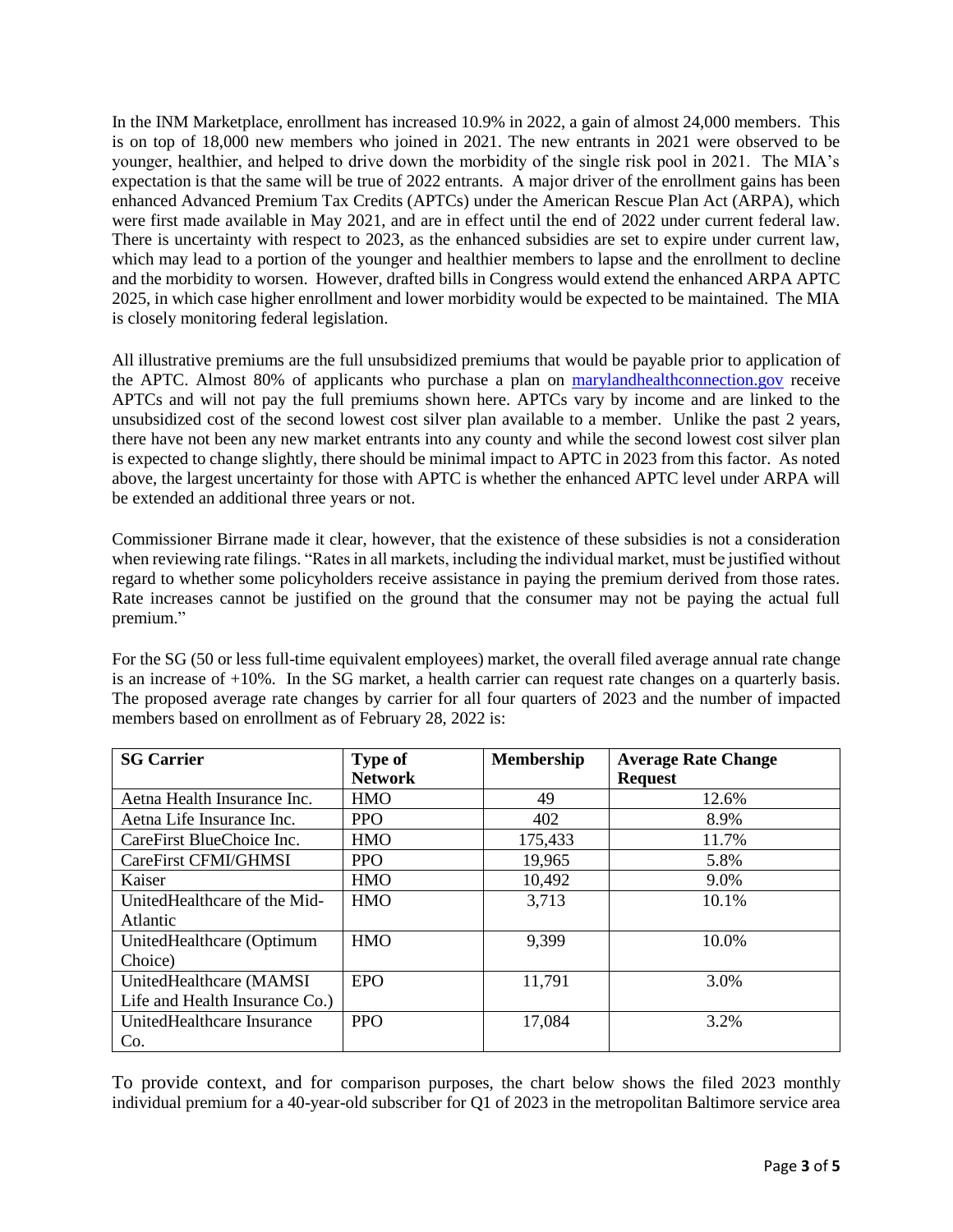In the INM Marketplace, enrollment has increased 10.9% in 2022, a gain of almost 24,000 members. This is on top of 18,000 new members who joined in 2021. The new entrants in 2021 were observed to be younger, healthier, and helped to drive down the morbidity of the single risk pool in 2021. The MIA's expectation is that the same will be true of 2022 entrants. A major driver of the enrollment gains has been enhanced Advanced Premium Tax Credits (APTCs) under the American Rescue Plan Act (ARPA), which were first made available in May 2021, and are in effect until the end of 2022 under current federal law. There is uncertainty with respect to 2023, as the enhanced subsidies are set to expire under current law, which may lead to a portion of the younger and healthier members to lapse and the enrollment to decline and the morbidity to worsen. However, drafted bills in Congress would extend the enhanced ARPA APTC 2025, in which case higher enrollment and lower morbidity would be expected to be maintained. The MIA is closely monitoring federal legislation.

All illustrative premiums are the full unsubsidized premiums that would be payable prior to application of the APTC. Almost 80% of applicants who purchase a plan on [marylandhealthconnection.gov](marylandhealthconnection.gov) receive APTCs and will not pay the full premiums shown here. APTCs vary by income and are linked to the unsubsidized cost of the second lowest cost silver plan available to a member. Unlike the past 2 years, there have not been any new market entrants into any county and while the second lowest cost silver plan is expected to change slightly, there should be minimal impact to APTC in 2023 from this factor. As noted above, the largest uncertainty for those with APTC is whether the enhanced APTC level under ARPA will be extended an additional three years or not.

Commissioner Birrane made it clear, however, that the existence of these subsidies is not a consideration when reviewing rate filings. "Rates in all markets, including the individual market, must be justified without regard to whether some policyholders receive assistance in paying the premium derived from those rates. Rate increases cannot be justified on the ground that the consumer may not be paying the actual full premium."

For the SG (50 or less full-time equivalent employees) market, the overall filed average annual rate change is an increase of +10%. In the SG market, a health carrier can request rate changes on a quarterly basis. The proposed average rate changes by carrier for all four quarters of 2023 and the number of impacted members based on enrollment as of February 28, 2022 is:

| SG Carrier | Type of Network | Membership | Average Rate Change Request |
|---|---|---|---|
| Aetna Health Insurance Inc. | HMO | 49 | 12.6% |
| Aetna Life Insurance Inc. | PPO | 402 | 8.9% |
| CareFirst BlueChoice Inc. | HMO | 175,433 | 11.7% |
| CareFirst CFMI/GHMSI | PPO | 19,965 | 5.8% |
| Kaiser | HMO | 10,492 | 9.0% |
| UnitedHealthcare of the Mid-Atlantic | HMO | 3,713 | 10.1% |
| UnitedHealthcare (Optimum Choice) | HMO | 9,399 | 10.0% |
| UnitedHealthcare (MAMSI Life and Health Insurance Co.) | EPO | 11,791 | 3.0% |
| UnitedHealthcare Insurance Co. | PPO | 17,084 | 3.2% |

To provide context, and for comparison purposes, the chart below shows the filed 2023 monthly individual premium for a 40-year-old subscriber for Q1 of 2023 in the metropolitan Baltimore service area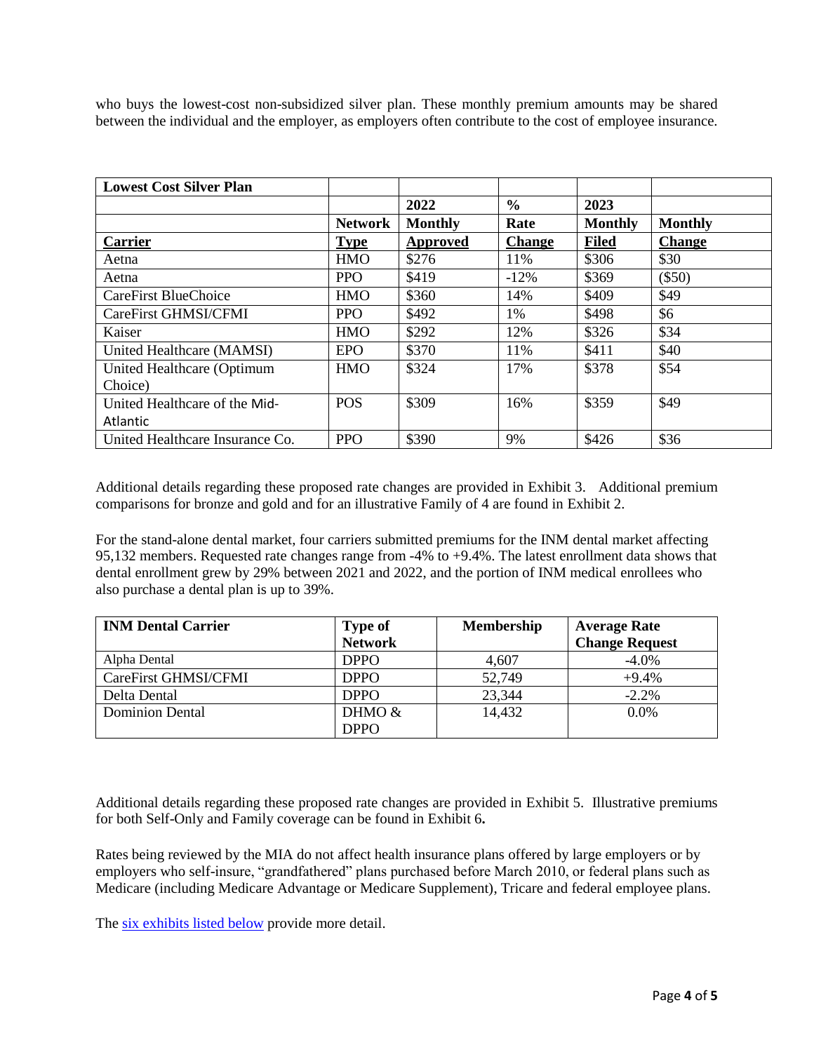who buys the lowest-cost non-subsidized silver plan. These monthly premium amounts may be shared between the individual and the employer, as employers often contribute to the cost of employee insurance.

| Lowest Cost Silver Plan | | | | | |
|---|---|---|---|---|---|
| | | 2022 | % | 2023 | |
| | Network | Monthly | Rate | Monthly | Monthly |
| Carrier | Type | Approved | Change | Filed | Change |
| Aetna | HMO | $276 | 11% | $306 | $30 |
| Aetna | PPO | $419 | -12% | $369 | ($50) |
| CareFirst BlueChoice | HMO | $360 | 14% | $409 | $49 |
| CareFirst GHMSI/CFMI | PPO | $492 | 1% | $498 | $6 |
| Kaiser | HMO | $292 | 12% | $326 | $34 |
| United Healthcare (MAMSI) | EPO | $370 | 11% | $411 | $40 |
| United Healthcare (Optimum Choice) | HMO | $324 | 17% | $378 | $54 |
| United Healthcare of the Mid-Atlantic | POS | $309 | 16% | $359 | $49 |
| United Healthcare Insurance Co. | PPO | $390 | 9% | $426 | $36 |

Additional details regarding these proposed rate changes are provided in Exhibit 3. Additional premium comparisons for bronze and gold and for an illustrative Family of 4 are found in Exhibit 2.

For the stand-alone dental market, four carriers submitted premiums for the INM dental market affecting 95,132 members. Requested rate changes range from -4% to +9.4%. The latest enrollment data shows that dental enrollment grew by 29% between 2021 and 2022, and the portion of INM medical enrollees who also purchase a dental plan is up to 39%.

| INM Dental Carrier | Type of Network | Membership | Average Rate Change Request |
|---|---|---|---|
| Alpha Dental | DPPO | 4,607 | -4.0% |
| CareFirst GHMSI/CFMI | DPPO | 52,749 | +9.4% |
| Delta Dental | DPPO | 23,344 | -2.2% |
| Dominion Dental | DHMO & DPPO | 14,432 | 0.0% |

Additional details regarding these proposed rate changes are provided in Exhibit 5. Illustrative premiums for both Self-Only and Family coverage can be found in Exhibit 6**.**

Rates being reviewed by the MIA do not affect health insurance plans offered by large employers or by employers who self-insure, "grandfathered" plans purchased before March 2010, or federal plans such as Medicare (including Medicare Advantage or Medicare Supplement), Tricare and federal employee plans.

The six exhibits listed below provide more detail.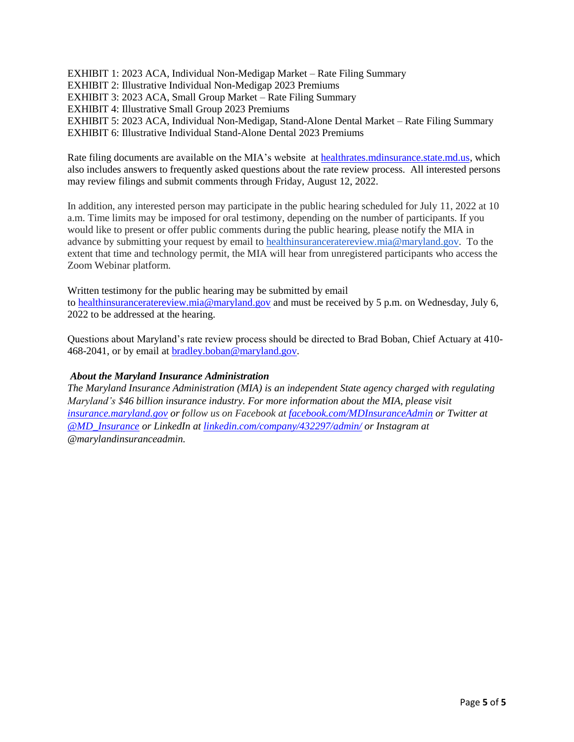EXHIBIT 1: 2023 ACA, Individual Non-Medigap Market – Rate Filing Summary
EXHIBIT 2: Illustrative Individual Non-Medigap 2023 Premiums
EXHIBIT 3: 2023 ACA, Small Group Market – Rate Filing Summary
EXHIBIT 4: Illustrative Small Group 2023 Premiums
EXHIBIT 5: 2023 ACA, Individual Non-Medigap, Stand-Alone Dental Market – Rate Filing Summary
EXHIBIT 6: Illustrative Individual Stand-Alone Dental 2023 Premiums

Rate filing documents are available on the MIA's website at healthrates.mdinsurance.state.md.us, which also includes answers to frequently asked questions about the rate review process. All interested persons may review filings and submit comments through Friday, August 12, 2022.

In addition, any interested person may participate in the public hearing scheduled for July 11, 2022 at 10 a.m. Time limits may be imposed for oral testimony, depending on the number of participants. If you would like to present or offer public comments during the public hearing, please notify the MIA in advance by submitting your request by email to healthinsuranceratereview.mia@maryland.gov. To the extent that time and technology permit, the MIA will hear from unregistered participants who access the Zoom Webinar platform.

Written testimony for the public hearing may be submitted by email to healthinsuranceratereview.mia@maryland.gov and must be received by 5 p.m. on Wednesday, July 6, 2022 to be addressed at the hearing.

Questions about Maryland's rate review process should be directed to Brad Boban, Chief Actuary at 410-468-2041, or by email at bradley.boban@maryland.gov.

***About the Maryland Insurance Administration***

*The Maryland Insurance Administration (MIA) is an independent State agency charged with regulating Maryland's $46 billion insurance industry. For more information about the MIA, please visit insurance.maryland.gov or follow us on Facebook at facebook.com/MDInsuranceAdmin or Twitter at @MD_Insurance or LinkedIn at linkedin.com/company/432297/admin/ or Instagram at @marylandinsuranceadmin.*